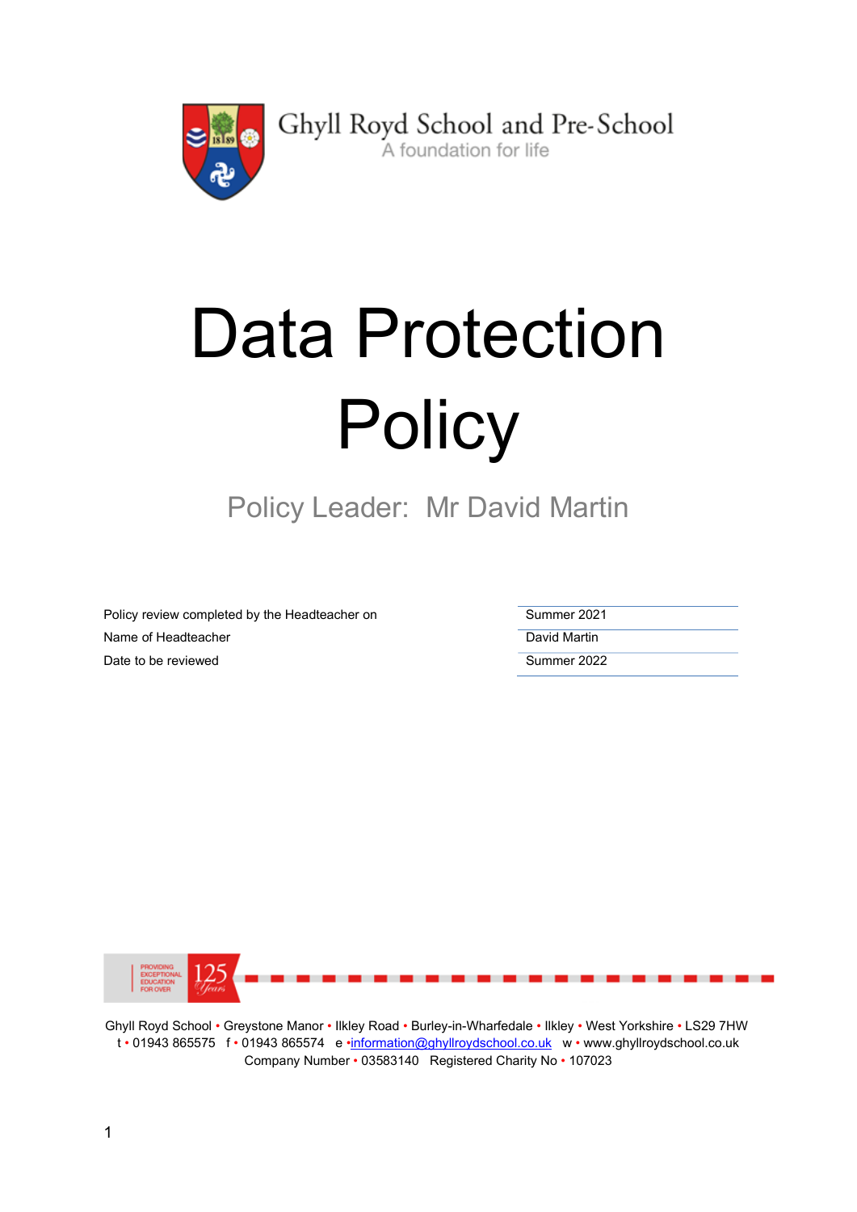Ghyll Royd School and Pre-School

A foundation for life

# Data Protection Policy

Policy Leader: Mr David Martin

| | |
|---|---|
| Policy review completed by the Headteacher on | Summer 2021 |
| Name of Headteacher | David Martin |
| Date to be reviewed | Summer 2022 |

PROVIDING EXCEPTIONAL EDUCATION FOR OVER 125 Years

Ghyll Royd School • Greystone Manor • Ilkley Road • Burley-in-Wharfedale • Ilkley • West Yorkshire • LS29 7HW
t • 01943 865575 f • 01943 865574 e • information@ghyllroydschool.co.uk w • www.ghyllroydschool.co.uk
Company Number • 03583140 Registered Charity No • 107023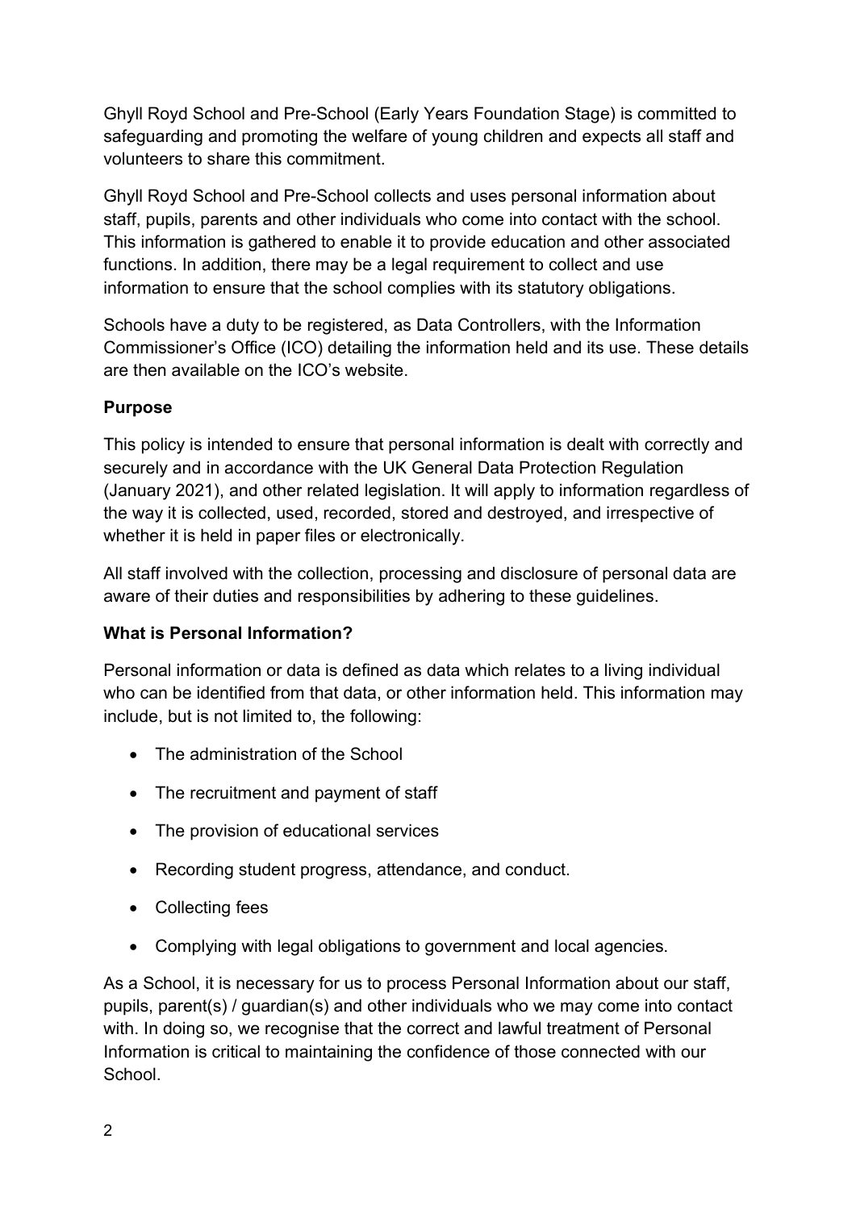Ghyll Royd School and Pre-School (Early Years Foundation Stage) is committed to safeguarding and promoting the welfare of young children and expects all staff and volunteers to share this commitment.

Ghyll Royd School and Pre-School collects and uses personal information about staff, pupils, parents and other individuals who come into contact with the school. This information is gathered to enable it to provide education and other associated functions. In addition, there may be a legal requirement to collect and use information to ensure that the school complies with its statutory obligations.

Schools have a duty to be registered, as Data Controllers, with the Information Commissioner's Office (ICO) detailing the information held and its use. These details are then available on the ICO's website.

**Purpose**

This policy is intended to ensure that personal information is dealt with correctly and securely and in accordance with the UK General Data Protection Regulation (January 2021), and other related legislation. It will apply to information regardless of the way it is collected, used, recorded, stored and destroyed, and irrespective of whether it is held in paper files or electronically.

All staff involved with the collection, processing and disclosure of personal data are aware of their duties and responsibilities by adhering to these guidelines.

**What is Personal Information?**

Personal information or data is defined as data which relates to a living individual who can be identified from that data, or other information held. This information may include, but is not limited to, the following:

- The administration of the School
- The recruitment and payment of staff
- The provision of educational services
- Recording student progress, attendance, and conduct.
- Collecting fees
- Complying with legal obligations to government and local agencies.

As a School, it is necessary for us to process Personal Information about our staff, pupils, parent(s) / guardian(s) and other individuals who we may come into contact with. In doing so, we recognise that the correct and lawful treatment of Personal Information is critical to maintaining the confidence of those connected with our School.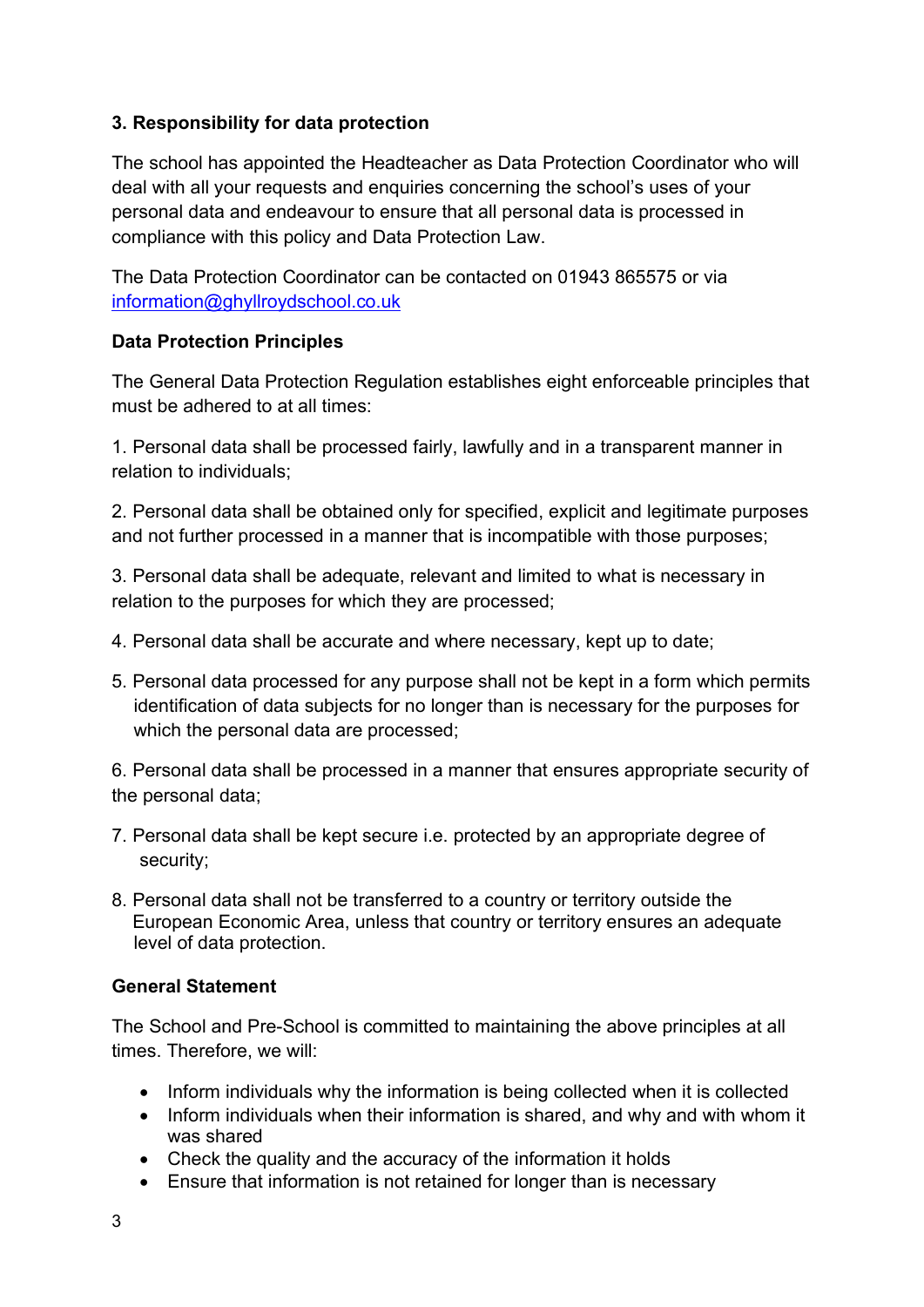## 3. Responsibility for data protection

The school has appointed the Headteacher as Data Protection Coordinator who will deal with all your requests and enquiries concerning the school's uses of your personal data and endeavour to ensure that all personal data is processed in compliance with this policy and Data Protection Law.

The Data Protection Coordinator can be contacted on 01943 865575 or via [information@ghyllroydschool.co.uk](mailto:information@ghyllroydschool.co.uk)

### Data Protection Principles

The General Data Protection Regulation establishes eight enforceable principles that must be adhered to at all times:

1. Personal data shall be processed fairly, lawfully and in a transparent manner in relation to individuals;
2. Personal data shall be obtained only for specified, explicit and legitimate purposes and not further processed in a manner that is incompatible with those purposes;
3. Personal data shall be adequate, relevant and limited to what is necessary in relation to the purposes for which they are processed;
4. Personal data shall be accurate and where necessary, kept up to date;
5. Personal data processed for any purpose shall not be kept in a form which permits identification of data subjects for no longer than is necessary for the purposes for which the personal data are processed;
6. Personal data shall be processed in a manner that ensures appropriate security of the personal data;
7. Personal data shall be kept secure i.e. protected by an appropriate degree of security;
8. Personal data shall not be transferred to a country or territory outside the European Economic Area, unless that country or territory ensures an adequate level of data protection.

### General Statement

The School and Pre-School is committed to maintaining the above principles at all times. Therefore, we will:

- Inform individuals why the information is being collected when it is collected
- Inform individuals when their information is shared, and why and with whom it was shared
- Check the quality and the accuracy of the information it holds
- Ensure that information is not retained for longer than is necessary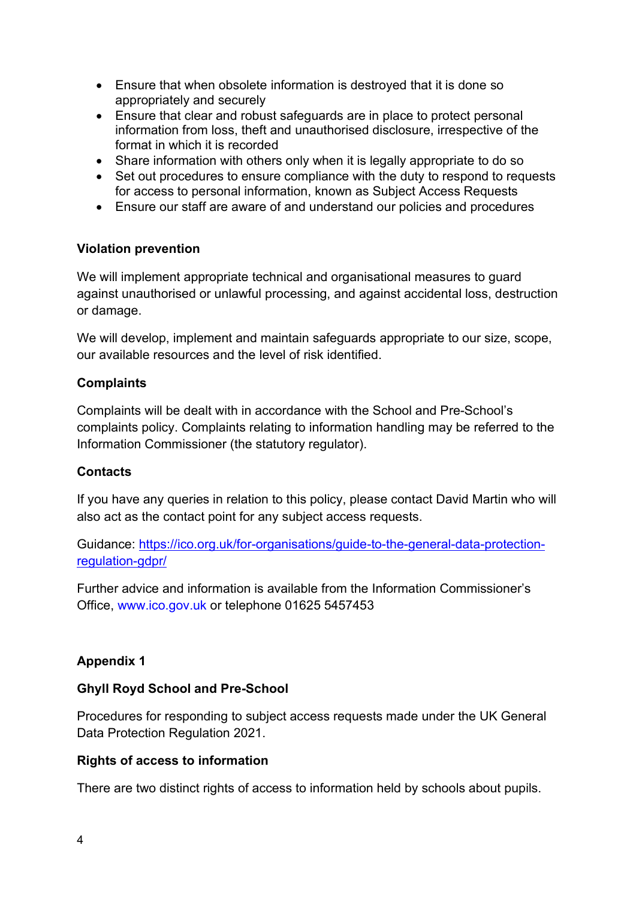- Ensure that when obsolete information is destroyed that it is done so appropriately and securely
- Ensure that clear and robust safeguards are in place to protect personal information from loss, theft and unauthorised disclosure, irrespective of the format in which it is recorded
- Share information with others only when it is legally appropriate to do so
- Set out procedures to ensure compliance with the duty to respond to requests for access to personal information, known as Subject Access Requests
- Ensure our staff are aware of and understand our policies and procedures

**Violation prevention**

We will implement appropriate technical and organisational measures to guard against unauthorised or unlawful processing, and against accidental loss, destruction or damage.

We will develop, implement and maintain safeguards appropriate to our size, scope, our available resources and the level of risk identified.

**Complaints**

Complaints will be dealt with in accordance with the School and Pre-School's complaints policy. Complaints relating to information handling may be referred to the Information Commissioner (the statutory regulator).

**Contacts**

If you have any queries in relation to this policy, please contact David Martin who will also act as the contact point for any subject access requests.

Guidance: [https://ico.org.uk/for-organisations/guide-to-the-general-data-protection-regulation-gdpr/](https://ico.org.uk/for-organisations/guide-to-the-general-data-protection-regulation-gdpr/)

Further advice and information is available from the Information Commissioner's Office, www.ico.gov.uk or telephone 01625 5457453

**Appendix 1**

**Ghyll Royd School and Pre-School**

Procedures for responding to subject access requests made under the UK General Data Protection Regulation 2021.

**Rights of access to information**

There are two distinct rights of access to information held by schools about pupils.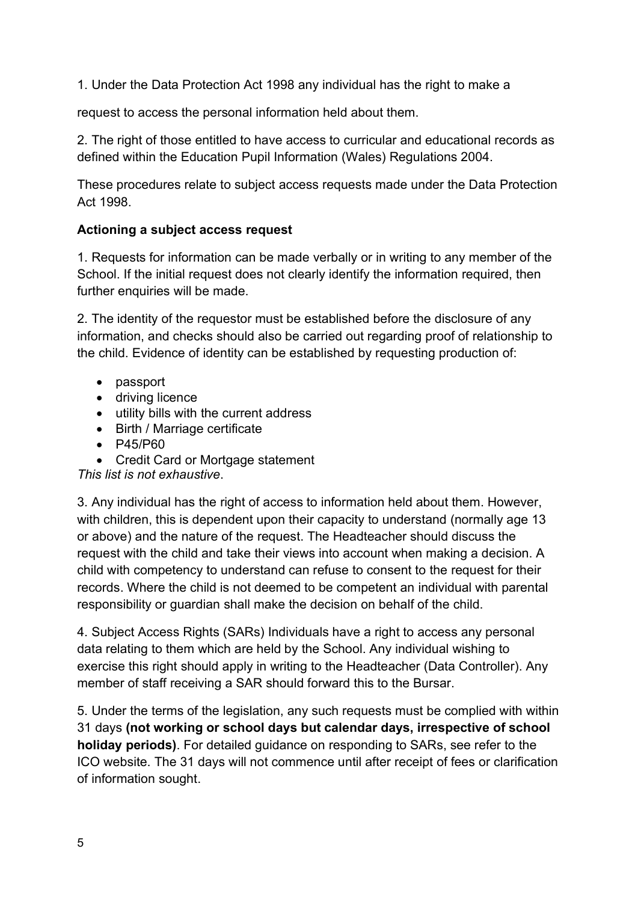1. Under the Data Protection Act 1998 any individual has the right to make a

request to access the personal information held about them.

2. The right of those entitled to have access to curricular and educational records as defined within the Education Pupil Information (Wales) Regulations 2004.

These procedures relate to subject access requests made under the Data Protection Act 1998.

**Actioning a subject access request**

1. Requests for information can be made verbally or in writing to any member of the School. If the initial request does not clearly identify the information required, then further enquiries will be made.

2. The identity of the requestor must be established before the disclosure of any information, and checks should also be carried out regarding proof of relationship to the child. Evidence of identity can be established by requesting production of:

- passport
- driving licence
- utility bills with the current address
- Birth / Marriage certificate
- P45/P60
- Credit Card or Mortgage statement

*This list is not exhaustive*.

3. Any individual has the right of access to information held about them. However, with children, this is dependent upon their capacity to understand (normally age 13 or above) and the nature of the request. The Headteacher should discuss the request with the child and take their views into account when making a decision. A child with competency to understand can refuse to consent to the request for their records. Where the child is not deemed to be competent an individual with parental responsibility or guardian shall make the decision on behalf of the child.

4. Subject Access Rights (SARs) Individuals have a right to access any personal data relating to them which are held by the School. Any individual wishing to exercise this right should apply in writing to the Headteacher (Data Controller). Any member of staff receiving a SAR should forward this to the Bursar.

5. Under the terms of the legislation, any such requests must be complied with within 31 days **(not working or school days but calendar days, irrespective of school holiday periods)**. For detailed guidance on responding to SARs, see refer to the ICO website. The 31 days will not commence until after receipt of fees or clarification of information sought.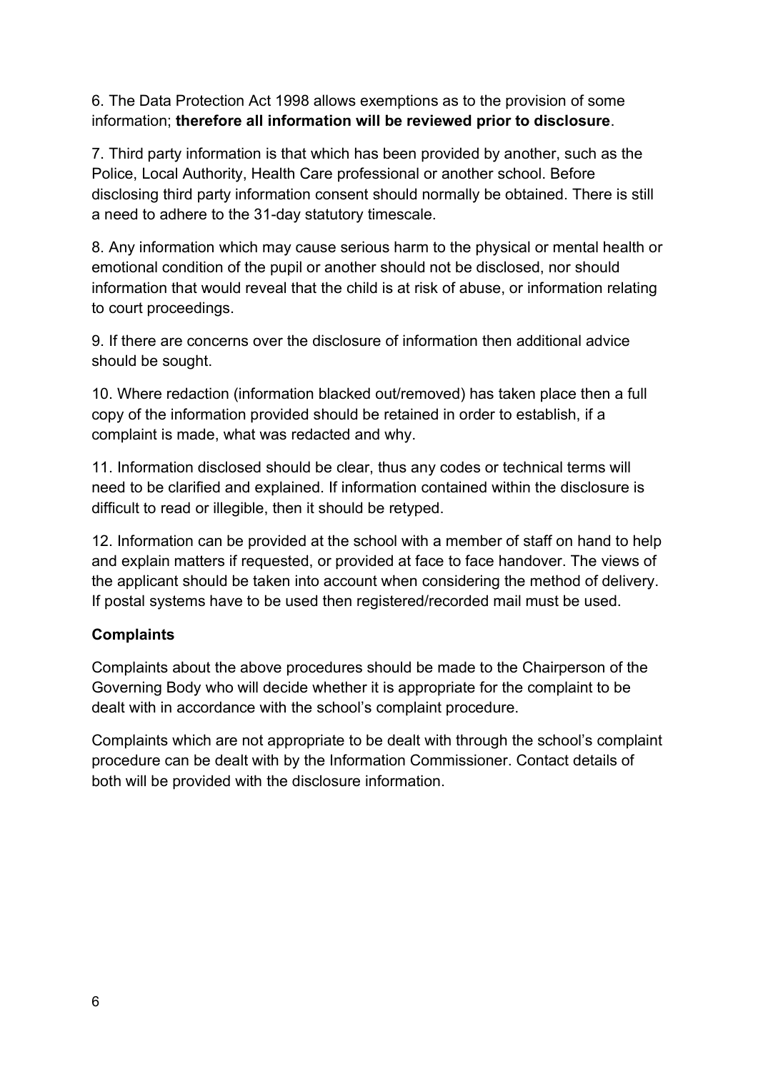6. The Data Protection Act 1998 allows exemptions as to the provision of some information; **therefore all information will be reviewed prior to disclosure**.

7. Third party information is that which has been provided by another, such as the Police, Local Authority, Health Care professional or another school. Before disclosing third party information consent should normally be obtained. There is still a need to adhere to the 31-day statutory timescale.

8. Any information which may cause serious harm to the physical or mental health or emotional condition of the pupil or another should not be disclosed, nor should information that would reveal that the child is at risk of abuse, or information relating to court proceedings.

9. If there are concerns over the disclosure of information then additional advice should be sought.

10. Where redaction (information blacked out/removed) has taken place then a full copy of the information provided should be retained in order to establish, if a complaint is made, what was redacted and why.

11. Information disclosed should be clear, thus any codes or technical terms will need to be clarified and explained. If information contained within the disclosure is difficult to read or illegible, then it should be retyped.

12. Information can be provided at the school with a member of staff on hand to help and explain matters if requested, or provided at face to face handover. The views of the applicant should be taken into account when considering the method of delivery. If postal systems have to be used then registered/recorded mail must be used.

**Complaints**

Complaints about the above procedures should be made to the Chairperson of the Governing Body who will decide whether it is appropriate for the complaint to be dealt with in accordance with the school's complaint procedure.

Complaints which are not appropriate to be dealt with through the school's complaint procedure can be dealt with by the Information Commissioner. Contact details of both will be provided with the disclosure information.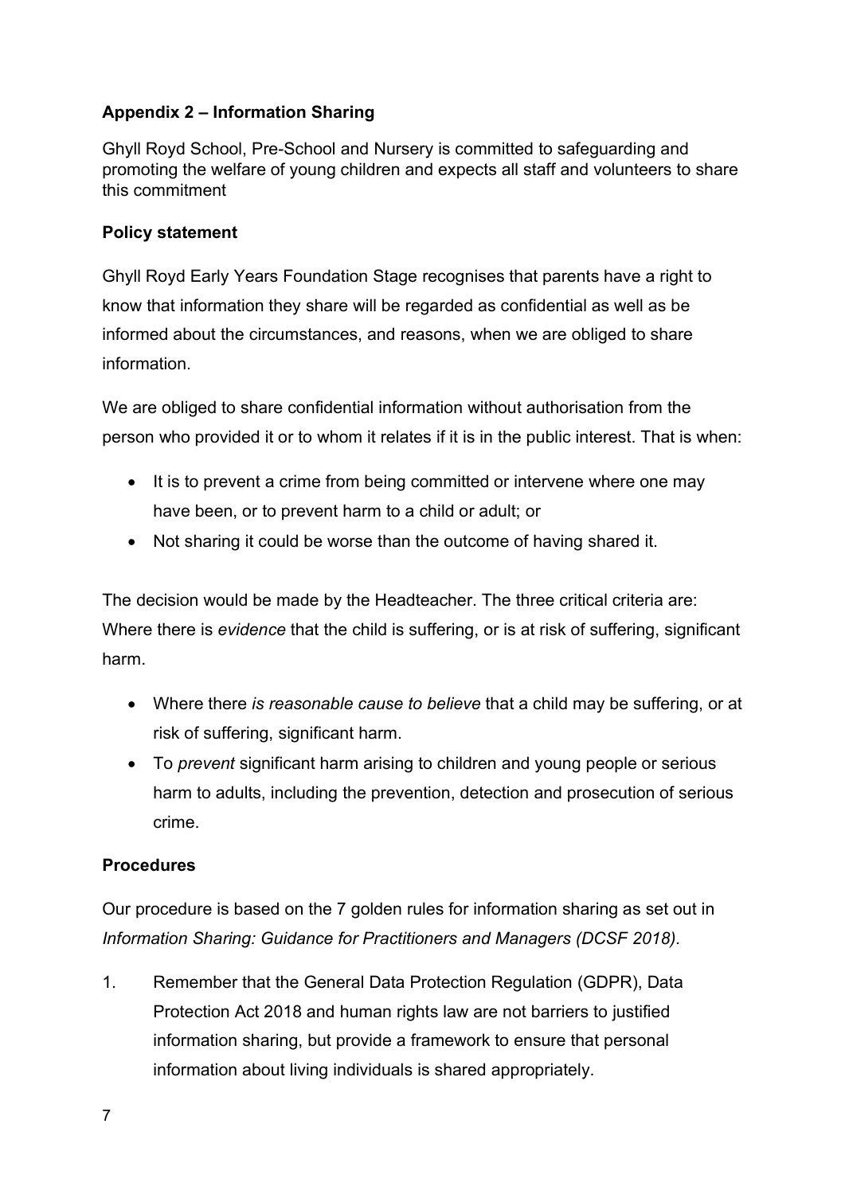**Appendix 2 – Information Sharing**

Ghyll Royd School, Pre-School and Nursery is committed to safeguarding and promoting the welfare of young children and expects all staff and volunteers to share this commitment

**Policy statement**

Ghyll Royd Early Years Foundation Stage recognises that parents have a right to know that information they share will be regarded as confidential as well as be informed about the circumstances, and reasons, when we are obliged to share information.

We are obliged to share confidential information without authorisation from the person who provided it or to whom it relates if it is in the public interest. That is when:

- It is to prevent a crime from being committed or intervene where one may have been, or to prevent harm to a child or adult; or
- Not sharing it could be worse than the outcome of having shared it.

The decision would be made by the Headteacher. The three critical criteria are: Where there is *evidence* that the child is suffering, or is at risk of suffering, significant harm.

- Where there *is reasonable cause to believe* that a child may be suffering, or at risk of suffering, significant harm.
- To *prevent* significant harm arising to children and young people or serious harm to adults, including the prevention, detection and prosecution of serious crime.

**Procedures**

Our procedure is based on the 7 golden rules for information sharing as set out in *Information Sharing: Guidance for Practitioners and Managers (DCSF 2018).*

1. Remember that the General Data Protection Regulation (GDPR), Data Protection Act 2018 and human rights law are not barriers to justified information sharing, but provide a framework to ensure that personal information about living individuals is shared appropriately.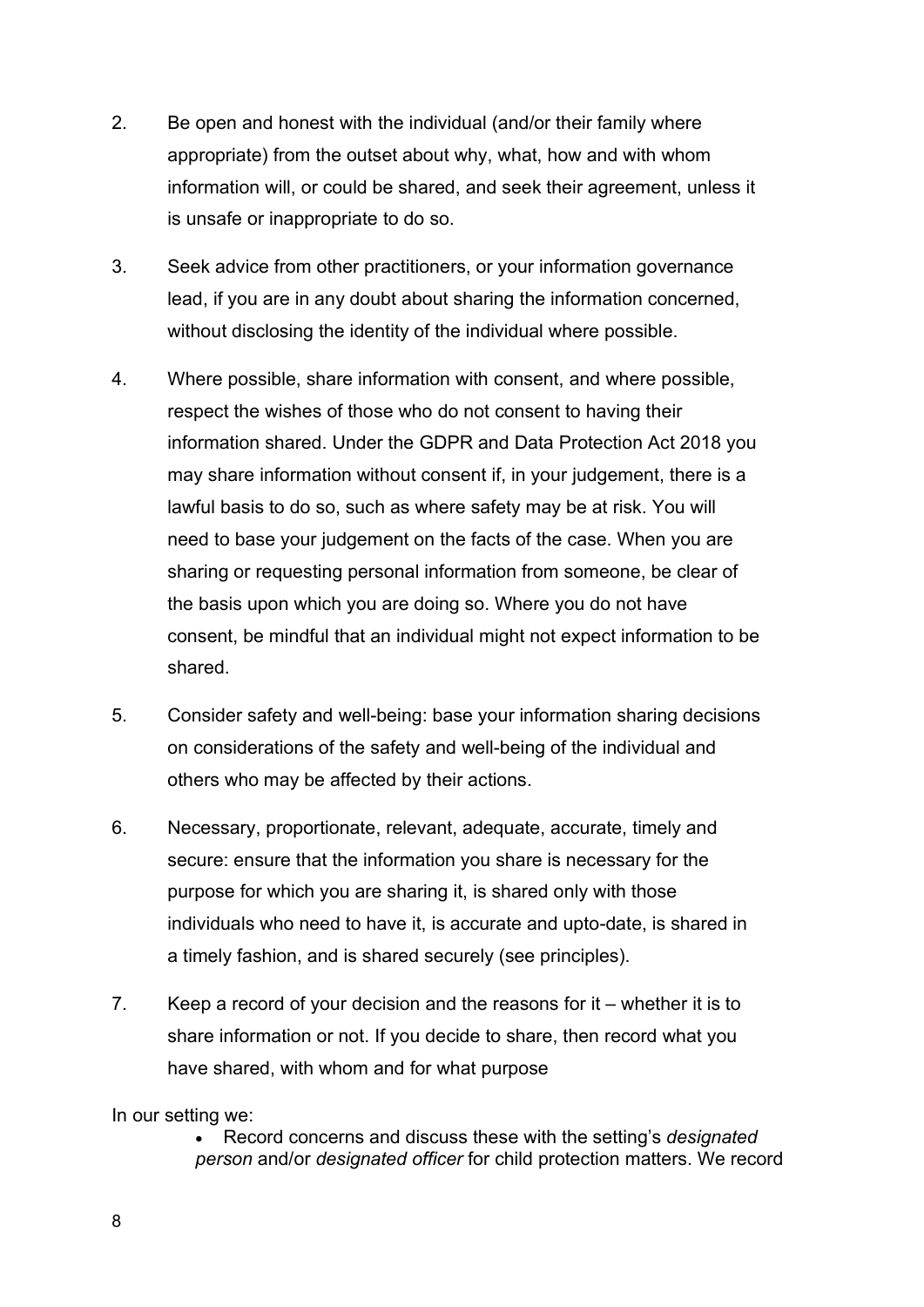2. Be open and honest with the individual (and/or their family where appropriate) from the outset about why, what, how and with whom information will, or could be shared, and seek their agreement, unless it is unsafe or inappropriate to do so.

3. Seek advice from other practitioners, or your information governance lead, if you are in any doubt about sharing the information concerned, without disclosing the identity of the individual where possible.

4. Where possible, share information with consent, and where possible, respect the wishes of those who do not consent to having their information shared. Under the GDPR and Data Protection Act 2018 you may share information without consent if, in your judgement, there is a lawful basis to do so, such as where safety may be at risk. You will need to base your judgement on the facts of the case. When you are sharing or requesting personal information from someone, be clear of the basis upon which you are doing so. Where you do not have consent, be mindful that an individual might not expect information to be shared.

5. Consider safety and well-being: base your information sharing decisions on considerations of the safety and well-being of the individual and others who may be affected by their actions.

6. Necessary, proportionate, relevant, adequate, accurate, timely and secure: ensure that the information you share is necessary for the purpose for which you are sharing it, is shared only with those individuals who need to have it, is accurate and upto-date, is shared in a timely fashion, and is shared securely (see principles).

7. Keep a record of your decision and the reasons for it – whether it is to share information or not. If you decide to share, then record what you have shared, with whom and for what purpose

In our setting we:

- Record concerns and discuss these with the setting's *designated person* and/or *designated officer* for child protection matters. We record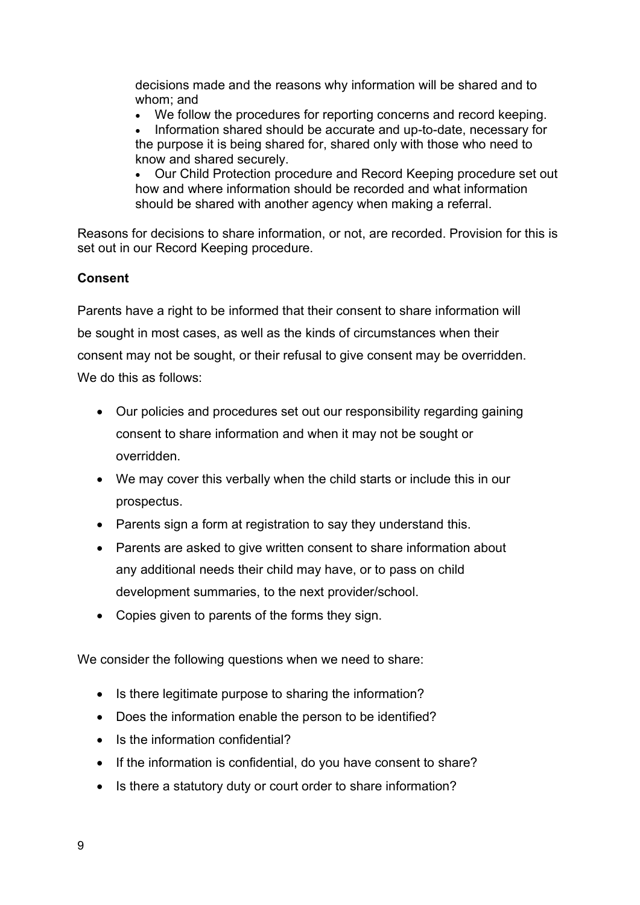decisions made and the reasons why information will be shared and to whom; and

- We follow the procedures for reporting concerns and record keeping.
- Information shared should be accurate and up-to-date, necessary for the purpose it is being shared for, shared only with those who need to know and shared securely.
- Our Child Protection procedure and Record Keeping procedure set out how and where information should be recorded and what information should be shared with another agency when making a referral.

Reasons for decisions to share information, or not, are recorded. Provision for this is set out in our Record Keeping procedure.

**Consent**

Parents have a right to be informed that their consent to share information will be sought in most cases, as well as the kinds of circumstances when their consent may not be sought, or their refusal to give consent may be overridden. We do this as follows:

- Our policies and procedures set out our responsibility regarding gaining consent to share information and when it may not be sought or overridden.
- We may cover this verbally when the child starts or include this in our prospectus.
- Parents sign a form at registration to say they understand this.
- Parents are asked to give written consent to share information about any additional needs their child may have, or to pass on child development summaries, to the next provider/school.
- Copies given to parents of the forms they sign.

We consider the following questions when we need to share:

- Is there legitimate purpose to sharing the information?
- Does the information enable the person to be identified?
- Is the information confidential?
- If the information is confidential, do you have consent to share?
- Is there a statutory duty or court order to share information?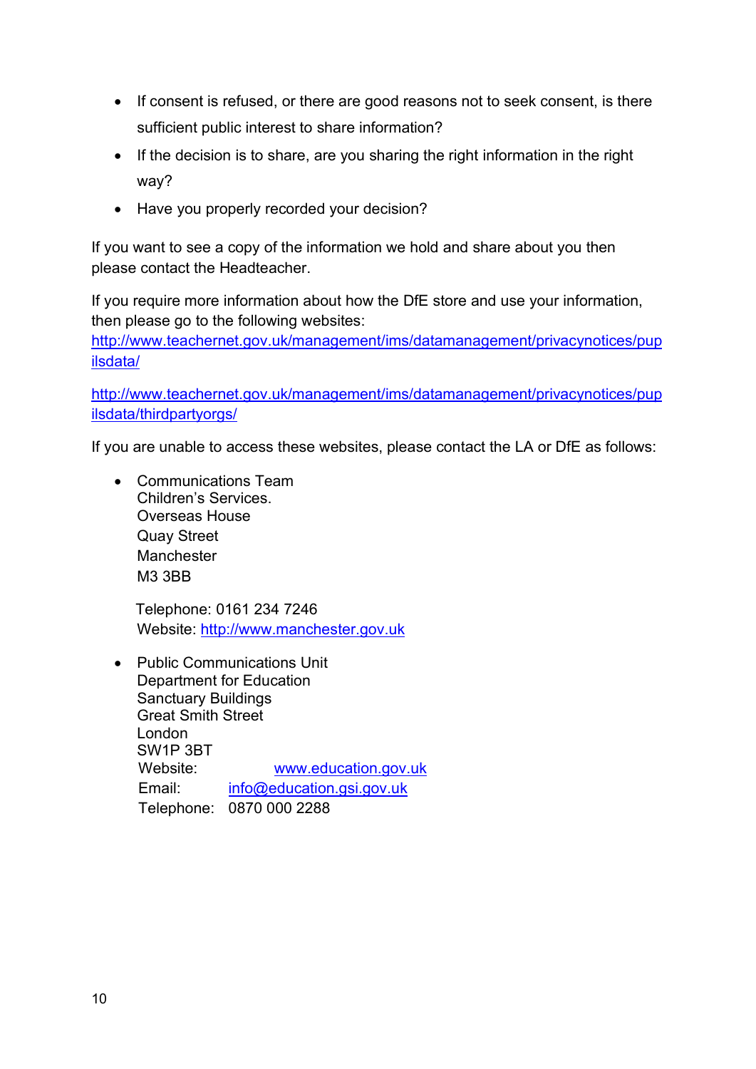- If consent is refused, or there are good reasons not to seek consent, is there sufficient public interest to share information?
- If the decision is to share, are you sharing the right information in the right way?
- Have you properly recorded your decision?

If you want to see a copy of the information we hold and share about you then please contact the Headteacher.

If you require more information about how the DfE store and use your information, then please go to the following websites:
http://www.teachernet.gov.uk/management/ims/datamanagement/privacynotices/pupilsdata/

http://www.teachernet.gov.uk/management/ims/datamanagement/privacynotices/pupilsdata/thirdpartyorgs/

If you are unable to access these websites, please contact the LA or DfE as follows:

- Communications Team
  Children's Services.
  Overseas House
  Quay Street
  Manchester
  M3 3BB

  Telephone: 0161 234 7246
  Website: http://www.manchester.gov.uk

- Public Communications Unit
  Department for Education
  Sanctuary Buildings
  Great Smith Street
  London
  SW1P 3BT
  Website: www.education.gov.uk
  Email: info@education.gsi.gov.uk
  Telephone: 0870 000 2288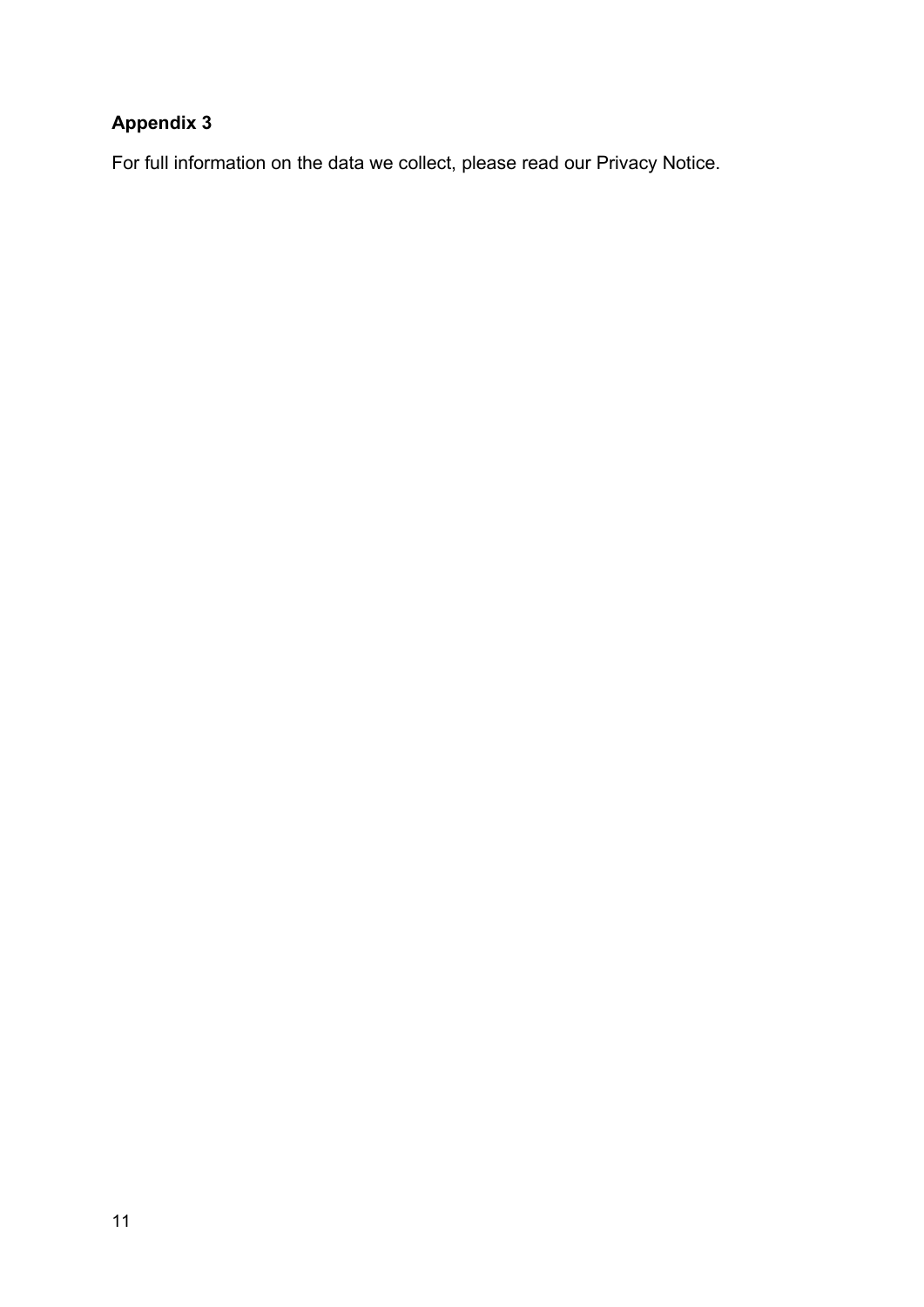**Appendix 3**

For full information on the data we collect, please read our Privacy Notice.